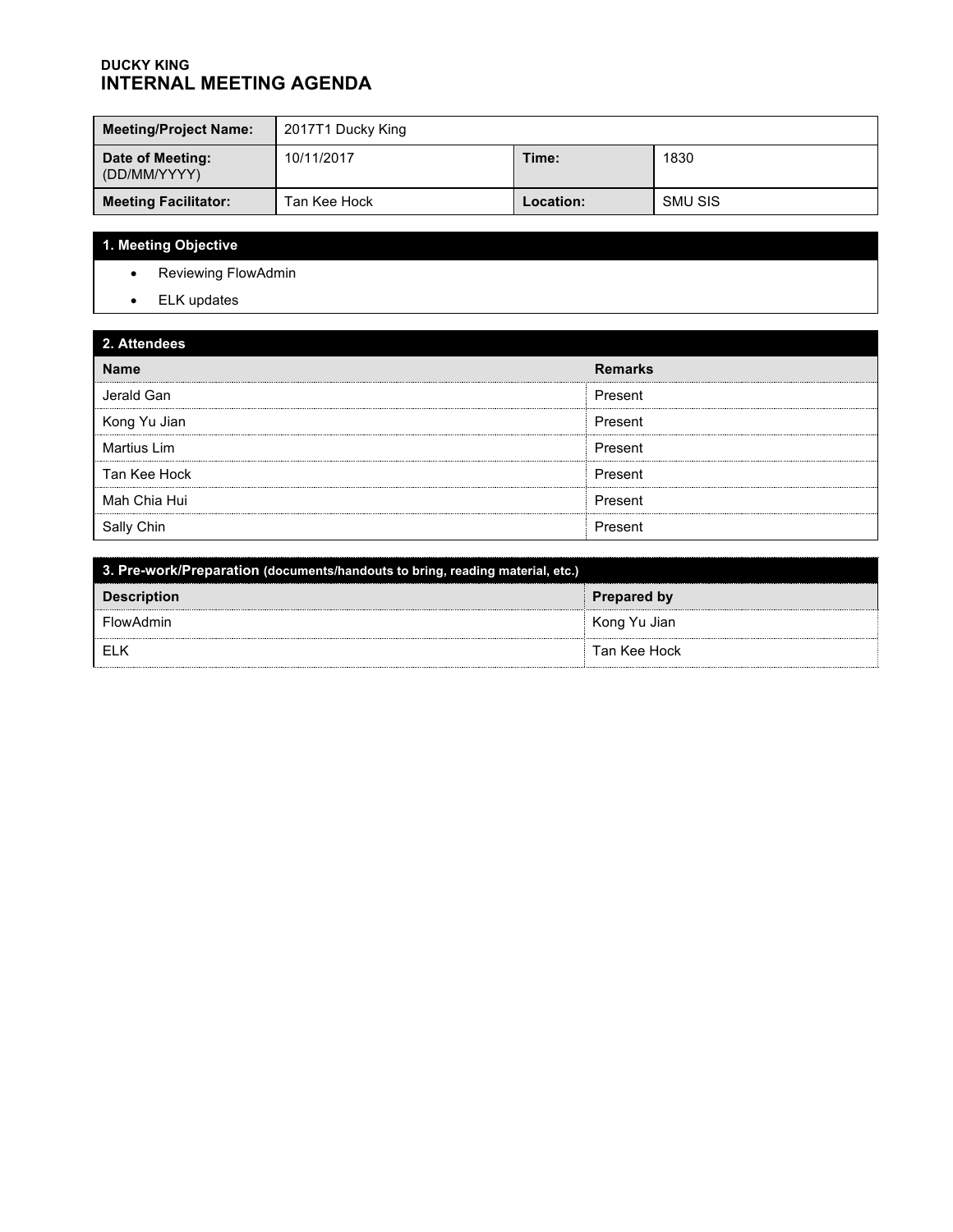**DUCKY KING**

# INTERNAL MEETING AGENDA

| **Meeting/Project Name:** | 2017T1 Ducky King | | |
|---|---|---|---|
| **Date of Meeting:** (DD/MM/YYYY) | 10/11/2017 | **Time:** | 1830 |
| **Meeting Facilitator:** | Tan Kee Hock | **Location:** | SMU SIS |

## 1. Meeting Objective

- Reviewing FlowAdmin
- ELK updates

## 2. Attendees

| Name | Remarks |
|---|---|
| Jerald Gan | Present |
| Kong Yu Jian | Present |
| Martius Lim | Present |
| Tan Kee Hock | Present |
| Mah Chia Hui | Present |
| Sally Chin | Present |

## 3. Pre-work/Preparation (documents/handouts to bring, reading material, etc.)

| Description | Prepared by |
|---|---|
| FlowAdmin | Kong Yu Jian |
| ELK | Tan Kee Hock |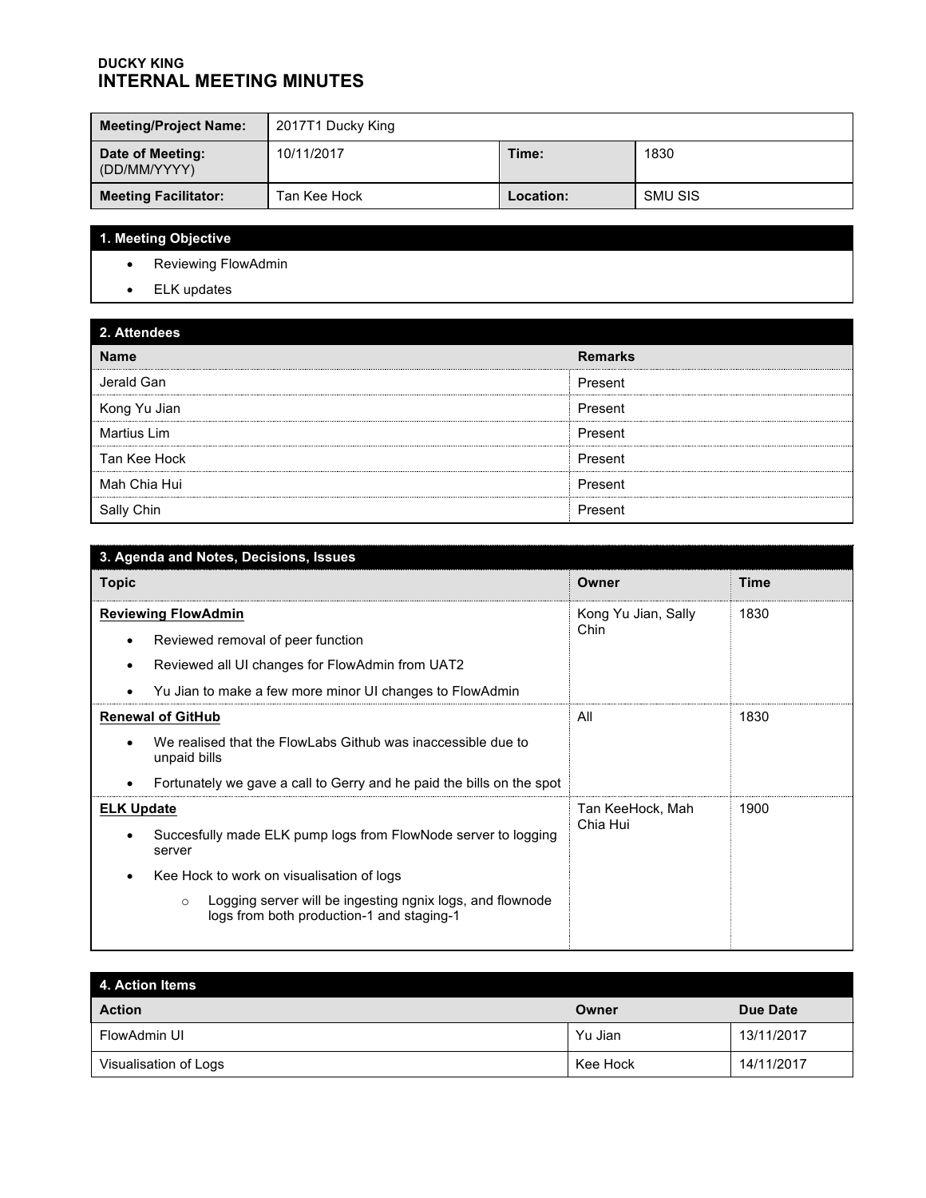**DUCKY KING**
# INTERNAL MEETING MINUTES

| Meeting/Project Name: | 2017T1 Ducky King | | |
|---|---|---|---|
| Date of Meeting: (DD/MM/YYYY) | 10/11/2017 | Time: | 1830 |
| Meeting Facilitator: | Tan Kee Hock | Location: | SMU SIS |

## 1. Meeting Objective

- Reviewing FlowAdmin
- ELK updates

## 2. Attendees

| Name | Remarks |
|---|---|
| Jerald Gan | Present |
| Kong Yu Jian | Present |
| Martius Lim | Present |
| Tan Kee Hock | Present |
| Mah Chia Hui | Present |
| Sally Chin | Present |

## 3. Agenda and Notes, Decisions, Issues

| Topic | Owner | Time |
|---|---|---|
| **Reviewing FlowAdmin**<br>• Reviewed removal of peer function<br>• Reviewed all UI changes for FlowAdmin from UAT2<br>• Yu Jian to make a few more minor UI changes to FlowAdmin | Kong Yu Jian, Sally Chin | 1830 |
| **Renewal of GitHub**<br>• We realised that the FlowLabs Github was inaccessible due to unpaid bills<br>• Fortunately we gave a call to Gerry and he paid the bills on the spot | All | 1830 |
| **ELK Update**<br>• Succesfully made ELK pump logs from FlowNode server to logging server<br>• Kee Hock to work on visualisation of logs<br>&nbsp;&nbsp;&nbsp;&nbsp;○ Logging server will be ingesting ngnix logs, and flownode logs from both production-1 and staging-1 | Tan KeeHock, Mah Chia Hui | 1900 |

## 4. Action Items

| Action | Owner | Due Date |
|---|---|---|
| FlowAdmin UI | Yu Jian | 13/11/2017 |
| Visualisation of Logs | Kee Hock | 14/11/2017 |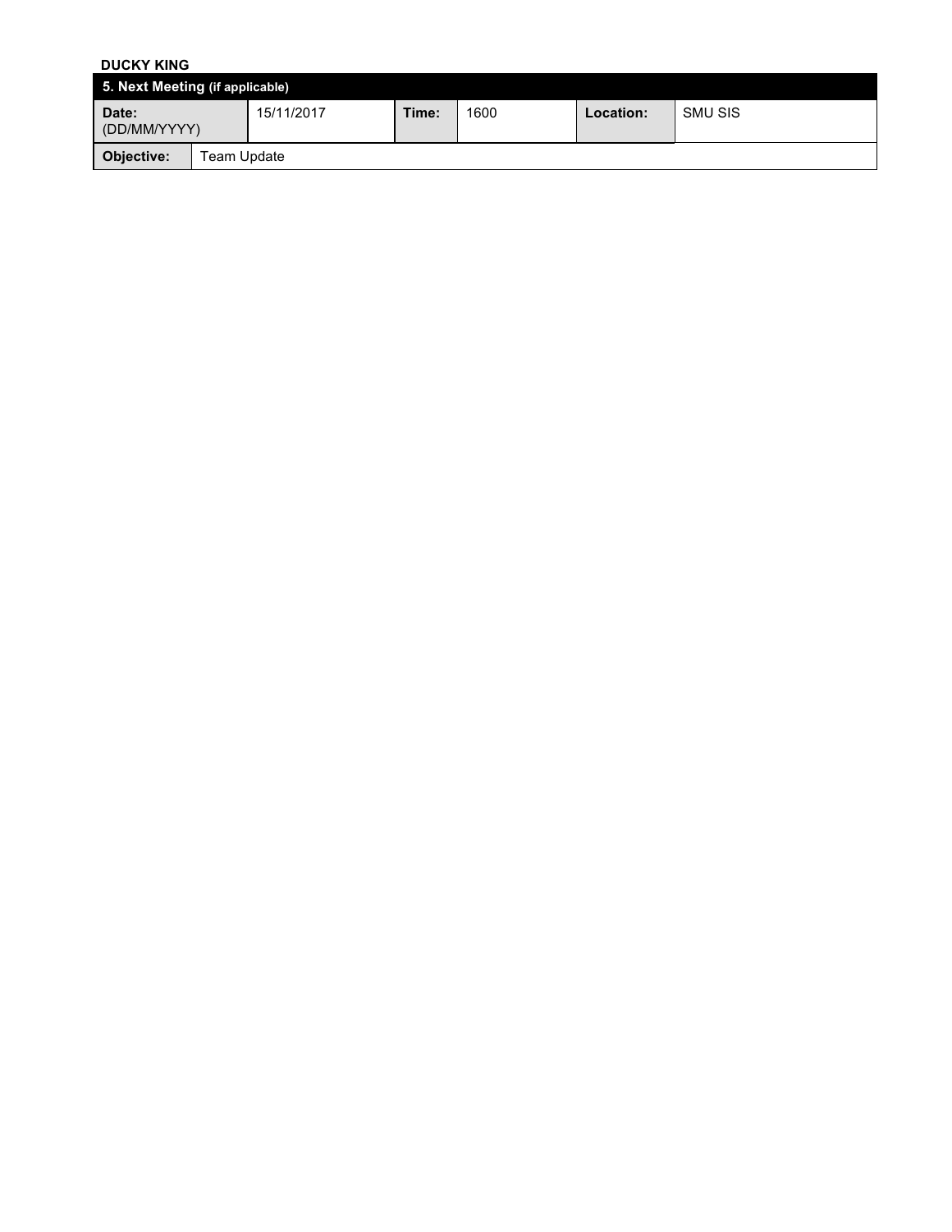| 5. Next Meeting (if applicable) | | | | | |
|---|---|---|---|---|---|
| **Date:** (DD/MM/YYYY) | 15/11/2017 | **Time:** | 1600 | **Location:** | SMU SIS |
| **Objective:** | Team Update | | | | |